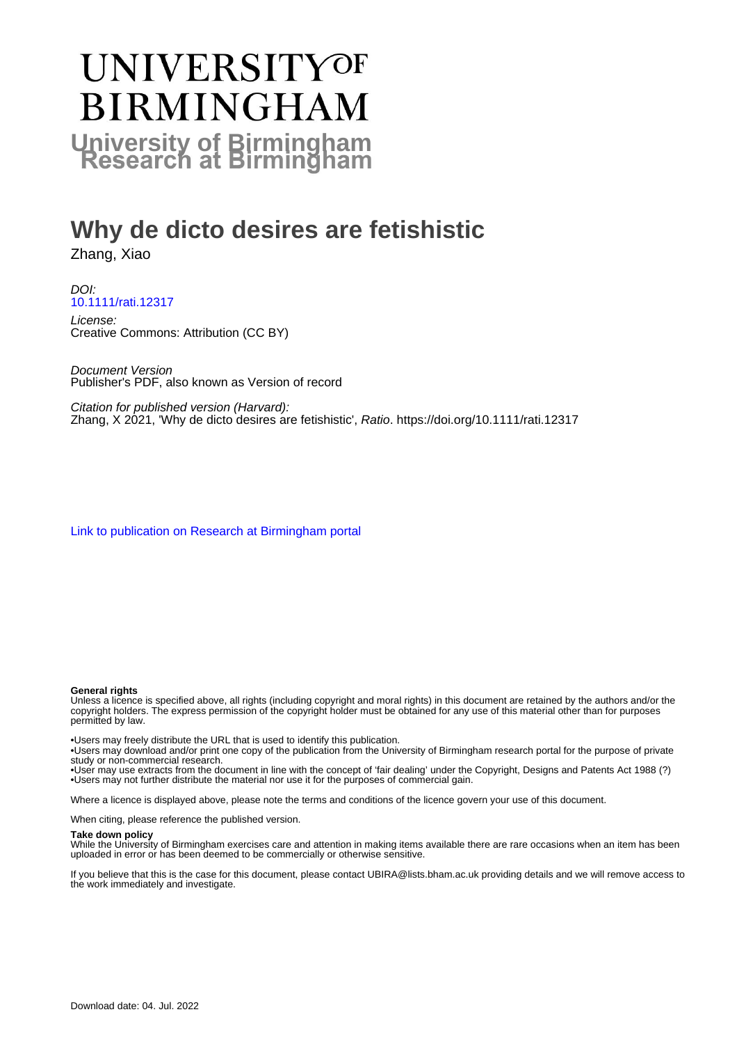# UNIVERSITY OF BIRMINGHAM

## University of Birmingham Research at Birmingham

# Why de dicto desires are fetishistic

Zhang, Xiao

*DOI:*
10.1111/rati.12317

*License:*
Creative Commons: Attribution (CC BY)

*Document Version*
Publisher's PDF, also known as Version of record

*Citation for published version (Harvard):*
Zhang, X 2021, 'Why de dicto desires are fetishistic', *Ratio*. https://doi.org/10.1111/rati.12317

Link to publication on Research at Birmingham portal

**General rights**
Unless a licence is specified above, all rights (including copyright and moral rights) in this document are retained by the authors and/or the copyright holders. The express permission of the copyright holder must be obtained for any use of this material other than for purposes permitted by law.

•Users may freely distribute the URL that is used to identify this publication.
•Users may download and/or print one copy of the publication from the University of Birmingham research portal for the purpose of private study or non-commercial research.
•User may use extracts from the document in line with the concept of 'fair dealing' under the Copyright, Designs and Patents Act 1988 (?)
•Users may not further distribute the material nor use it for the purposes of commercial gain.

Where a licence is displayed above, please note the terms and conditions of the licence govern your use of this document.

When citing, please reference the published version.

**Take down policy**
While the University of Birmingham exercises care and attention in making items available there are rare occasions when an item has been uploaded in error or has been deemed to be commercially or otherwise sensitive.

If you believe that this is the case for this document, please contact UBIRA@lists.bham.ac.uk providing details and we will remove access to the work immediately and investigate.

Download date: 04. Jul. 2022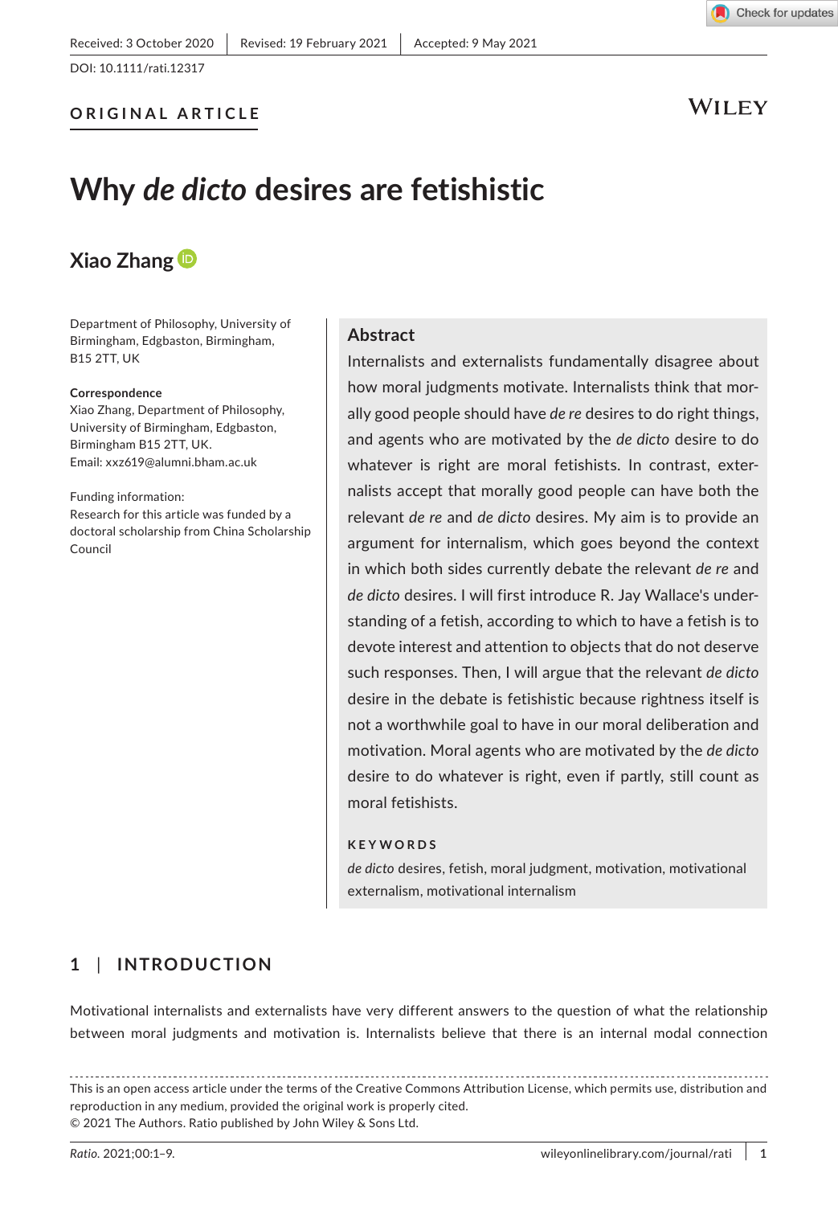Received: 3 October 2020 | Revised: 19 February 2021 | Accepted: 9 May 2021

DOI: 10.1111/rati.12317

**ORIGINAL ARTICLE**

# Why *de dicto* desires are fetishistic

**Xiao Zhang**

Department of Philosophy, University of Birmingham, Edgbaston, Birmingham, B15 2TT, UK

**Correspondence**
Xiao Zhang, Department of Philosophy, University of Birmingham, Edgbaston, Birmingham B15 2TT, UK.
Email: xxz619@alumni.bham.ac.uk

Funding information:
Research for this article was funded by a doctoral scholarship from China Scholarship Council

## Abstract

Internalists and externalists fundamentally disagree about how moral judgments motivate. Internalists think that morally good people should have *de re* desires to do right things, and agents who are motivated by the *de dicto* desire to do whatever is right are moral fetishists. In contrast, externalists accept that morally good people can have both the relevant *de re* and *de dicto* desires. My aim is to provide an argument for internalism, which goes beyond the context in which both sides currently debate the relevant *de re* and *de dicto* desires. I will first introduce R. Jay Wallace's understanding of a fetish, according to which to have a fetish is to devote interest and attention to objects that do not deserve such responses. Then, I will argue that the relevant *de dicto* desire in the debate is fetishistic because rightness itself is not a worthwhile goal to have in our moral deliberation and motivation. Moral agents who are motivated by the *de dicto* desire to do whatever is right, even if partly, still count as moral fetishists.

**KEYWORDS**

*de dicto* desires, fetish, moral judgment, motivation, motivational externalism, motivational internalism

## 1 | INTRODUCTION

Motivational internalists and externalists have very different answers to the question of what the relationship between moral judgments and motivation is. Internalists believe that there is an internal modal connection

This is an open access article under the terms of the Creative Commons Attribution License, which permits use, distribution and reproduction in any medium, provided the original work is properly cited.
© 2021 The Authors. Ratio published by John Wiley & Sons Ltd.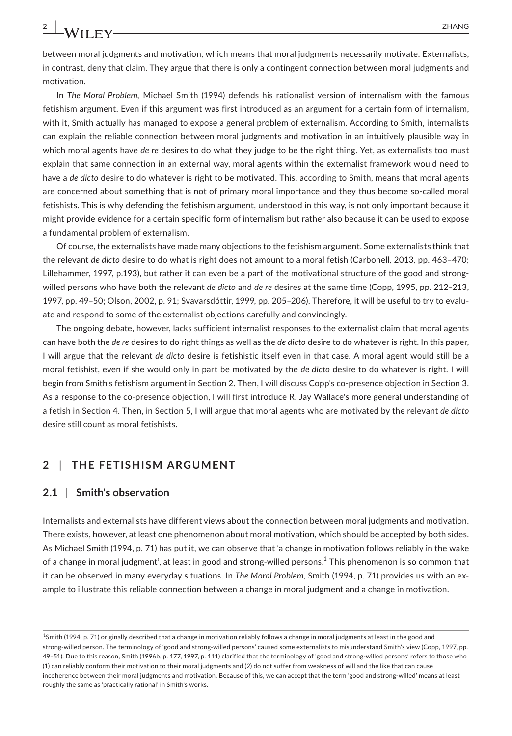between moral judgments and motivation, which means that moral judgments necessarily motivate. Externalists, in contrast, deny that claim. They argue that there is only a contingent connection between moral judgments and motivation.

In *The Moral Problem,* Michael Smith (1994) defends his rationalist version of internalism with the famous fetishism argument. Even if this argument was first introduced as an argument for a certain form of internalism, with it, Smith actually has managed to expose a general problem of externalism. According to Smith, internalists can explain the reliable connection between moral judgments and motivation in an intuitively plausible way in which moral agents have *de re* desires to do what they judge to be the right thing. Yet, as externalists too must explain that same connection in an external way, moral agents within the externalist framework would need to have a *de dicto* desire to do whatever is right to be motivated. This, according to Smith, means that moral agents are concerned about something that is not of primary moral importance and they thus become so-called moral fetishists. This is why defending the fetishism argument, understood in this way, is not only important because it might provide evidence for a certain specific form of internalism but rather also because it can be used to expose a fundamental problem of externalism.

Of course, the externalists have made many objections to the fetishism argument. Some externalists think that the relevant *de dicto* desire to do what is right does not amount to a moral fetish (Carbonell, 2013, pp. 463–470; Lillehammer, 1997, p.193), but rather it can even be a part of the motivational structure of the good and strong-willed persons who have both the relevant *de dicto* and *de re* desires at the same time (Copp, 1995, pp. 212–213, 1997, pp. 49–50; Olson, 2002, p. 91; Svavarsdóttir, 1999, pp. 205–206). Therefore, it will be useful to try to evaluate and respond to some of the externalist objections carefully and convincingly.

The ongoing debate, however, lacks sufficient internalist responses to the externalist claim that moral agents can have both the *de re* desires to do right things as well as the *de dicto* desire to do whatever is right. In this paper, I will argue that the relevant *de dicto* desire is fetishistic itself even in that case. A moral agent would still be a moral fetishist, even if she would only in part be motivated by the *de dicto* desire to do whatever is right. I will begin from Smith's fetishism argument in Section 2. Then, I will discuss Copp's co-presence objection in Section 3. As a response to the co-presence objection, I will first introduce R. Jay Wallace's more general understanding of a fetish in Section 4. Then, in Section 5, I will argue that moral agents who are motivated by the relevant *de dicto* desire still count as moral fetishists.

## 2 | THE FETISHISM ARGUMENT

### 2.1 | Smith's observation

Internalists and externalists have different views about the connection between moral judgments and motivation. There exists, however, at least one phenomenon about moral motivation, which should be accepted by both sides. As Michael Smith (1994, p. 71) has put it, we can observe that 'a change in motivation follows reliably in the wake of a change in moral judgment', at least in good and strong-willed persons.[1] This phenomenon is so common that it can be observed in many everyday situations. In *The Moral Problem,* Smith (1994, p. 71) provides us with an example to illustrate this reliable connection between a change in moral judgment and a change in motivation.

[1]Smith (1994, p. 71) originally described that a change in motivation reliably follows a change in moral judgments at least in the good and strong-willed person. The terminology of 'good and strong-willed persons' caused some externalists to misunderstand Smith's view (Copp, 1997, pp. 49–51). Due to this reason, Smith (1996b, p. 177, 1997, p. 111) clarified that the terminology of 'good and strong-willed persons' refers to those who (1) can reliably conform their motivation to their moral judgments and (2) do not suffer from weakness of will and the like that can cause incoherence between their moral judgments and motivation. Because of this, we can accept that the term 'good and strong-willed' means at least roughly the same as 'practically rational' in Smith's works.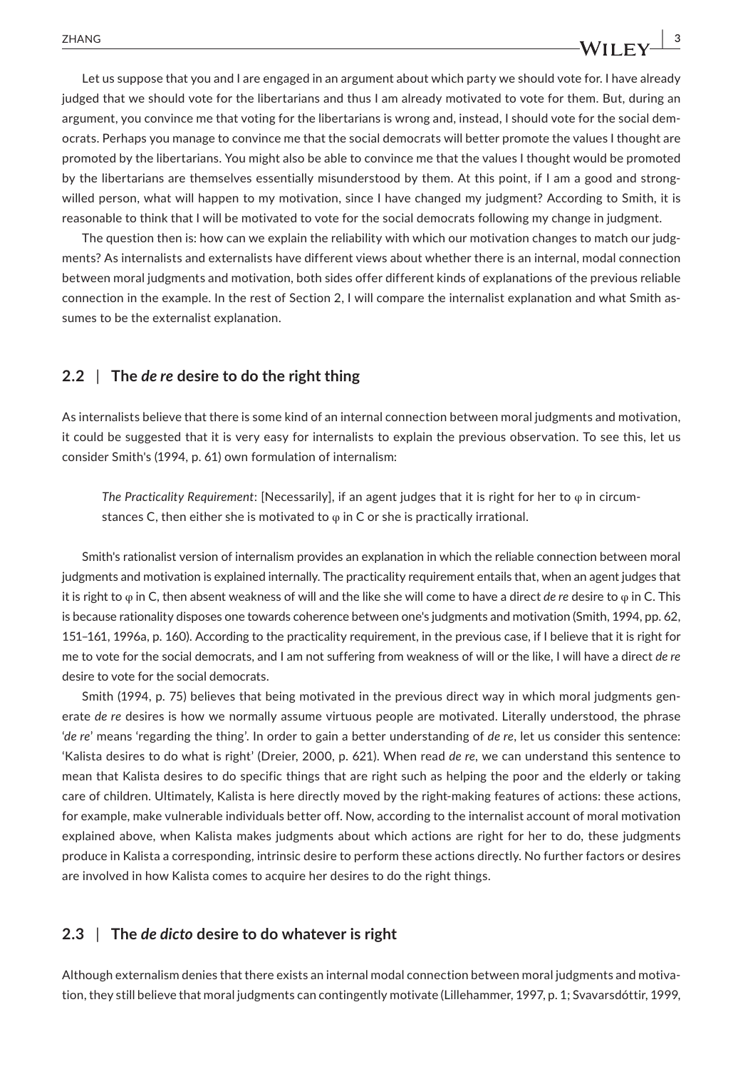Let us suppose that you and I are engaged in an argument about which party we should vote for. I have already judged that we should vote for the libertarians and thus I am already motivated to vote for them. But, during an argument, you convince me that voting for the libertarians is wrong and, instead, I should vote for the social democrats. Perhaps you manage to convince me that the social democrats will better promote the values I thought are promoted by the libertarians. You might also be able to convince me that the values I thought would be promoted by the libertarians are themselves essentially misunderstood by them. At this point, if I am a good and strong-willed person, what will happen to my motivation, since I have changed my judgment? According to Smith, it is reasonable to think that I will be motivated to vote for the social democrats following my change in judgment.

The question then is: how can we explain the reliability with which our motivation changes to match our judgments? As internalists and externalists have different views about whether there is an internal, modal connection between moral judgments and motivation, both sides offer different kinds of explanations of the previous reliable connection in the example. In the rest of Section 2, I will compare the internalist explanation and what Smith assumes to be the externalist explanation.

## 2.2 | The *de re* desire to do the right thing

As internalists believe that there is some kind of an internal connection between moral judgments and motivation, it could be suggested that it is very easy for internalists to explain the previous observation. To see this, let us consider Smith's (1994, p. 61) own formulation of internalism:

> *The Practicality Requirement*: [Necessarily], if an agent judges that it is right for her to φ in circumstances C, then either she is motivated to φ in C or she is practically irrational.

Smith's rationalist version of internalism provides an explanation in which the reliable connection between moral judgments and motivation is explained internally. The practicality requirement entails that, when an agent judges that it is right to φ in C, then absent weakness of will and the like she will come to have a direct *de re* desire to φ in C. This is because rationality disposes one towards coherence between one's judgments and motivation (Smith, 1994, pp. 62, 151–161, 1996a, p. 160). According to the practicality requirement, in the previous case, if I believe that it is right for me to vote for the social democrats, and I am not suffering from weakness of will or the like, I will have a direct *de re* desire to vote for the social democrats.

Smith (1994, p. 75) believes that being motivated in the previous direct way in which moral judgments generate *de re* desires is how we normally assume virtuous people are motivated. Literally understood, the phrase '*de re*' means 'regarding the thing'. In order to gain a better understanding of *de re*, let us consider this sentence: 'Kalista desires to do what is right' (Dreier, 2000, p. 621). When read *de re*, we can understand this sentence to mean that Kalista desires to do specific things that are right such as helping the poor and the elderly or taking care of children. Ultimately, Kalista is here directly moved by the right-making features of actions: these actions, for example, make vulnerable individuals better off. Now, according to the internalist account of moral motivation explained above, when Kalista makes judgments about which actions are right for her to do, these judgments produce in Kalista a corresponding, intrinsic desire to perform these actions directly. No further factors or desires are involved in how Kalista comes to acquire her desires to do the right things.

## 2.3 | The *de dicto* desire to do whatever is right

Although externalism denies that there exists an internal modal connection between moral judgments and motivation, they still believe that moral judgments can contingently motivate (Lillehammer, 1997, p. 1; Svavarsdóttir, 1999,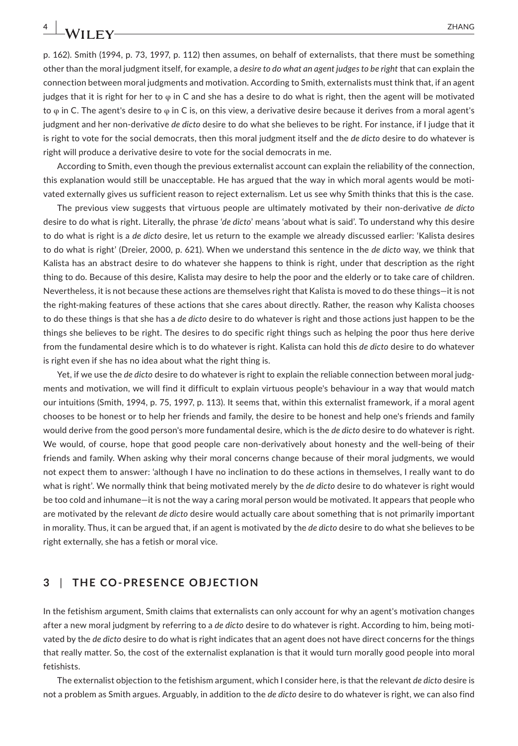p. 162). Smith (1994, p. 73, 1997, p. 112) then assumes, on behalf of externalists, that there must be something other than the moral judgment itself, for example, a *desire to do what an agent judges to be right* that can explain the connection between moral judgments and motivation. According to Smith, externalists must think that, if an agent judges that it is right for her to φ in C and she has a desire to do what is right, then the agent will be motivated to φ in C. The agent's desire to φ in C is, on this view, a derivative desire because it derives from a moral agent's judgment and her non-derivative *de dicto* desire to do what she believes to be right. For instance, if I judge that it is right to vote for the social democrats, then this moral judgment itself and the *de dicto* desire to do whatever is right will produce a derivative desire to vote for the social democrats in me.

According to Smith, even though the previous externalist account can explain the reliability of the connection, this explanation would still be unacceptable. He has argued that the way in which moral agents would be motivated externally gives us sufficient reason to reject externalism. Let us see why Smith thinks that this is the case.

The previous view suggests that virtuous people are ultimately motivated by their non-derivative *de dicto* desire to do what is right. Literally, the phrase '*de dicto*' means 'about what is said'. To understand why this desire to do what is right is a *de dicto* desire, let us return to the example we already discussed earlier: 'Kalista desires to do what is right' (Dreier, 2000, p. 621). When we understand this sentence in the *de dicto* way, we think that Kalista has an abstract desire to do whatever she happens to think is right, under that description as the right thing to do. Because of this desire, Kalista may desire to help the poor and the elderly or to take care of children. Nevertheless, it is not because these actions are themselves right that Kalista is moved to do these things—it is not the right-making features of these actions that she cares about directly. Rather, the reason why Kalista chooses to do these things is that she has a *de dicto* desire to do whatever is right and those actions just happen to be the things she believes to be right. The desires to do specific right things such as helping the poor thus here derive from the fundamental desire which is to do whatever is right. Kalista can hold this *de dicto* desire to do whatever is right even if she has no idea about what the right thing is.

Yet, if we use the *de dicto* desire to do whatever is right to explain the reliable connection between moral judgments and motivation, we will find it difficult to explain virtuous people's behaviour in a way that would match our intuitions (Smith, 1994, p. 75, 1997, p. 113). It seems that, within this externalist framework, if a moral agent chooses to be honest or to help her friends and family, the desire to be honest and help one's friends and family would derive from the good person's more fundamental desire, which is the *de dicto* desire to do whatever is right. We would, of course, hope that good people care non-derivatively about honesty and the well-being of their friends and family. When asking why their moral concerns change because of their moral judgments, we would not expect them to answer: 'although I have no inclination to do these actions in themselves, I really want to do what is right'. We normally think that being motivated merely by the *de dicto* desire to do whatever is right would be too cold and inhumane—it is not the way a caring moral person would be motivated. It appears that people who are motivated by the relevant *de dicto* desire would actually care about something that is not primarily important in morality. Thus, it can be argued that, if an agent is motivated by the *de dicto* desire to do what she believes to be right externally, she has a fetish or moral vice.

## 3 | THE CO-PRESENCE OBJECTION

In the fetishism argument, Smith claims that externalists can only account for why an agent's motivation changes after a new moral judgment by referring to a *de dicto* desire to do whatever is right. According to him, being motivated by the *de dicto* desire to do what is right indicates that an agent does not have direct concerns for the things that really matter. So, the cost of the externalist explanation is that it would turn morally good people into moral fetishists.

The externalist objection to the fetishism argument, which I consider here, is that the relevant *de dicto* desire is not a problem as Smith argues. Arguably, in addition to the *de dicto* desire to do whatever is right, we can also find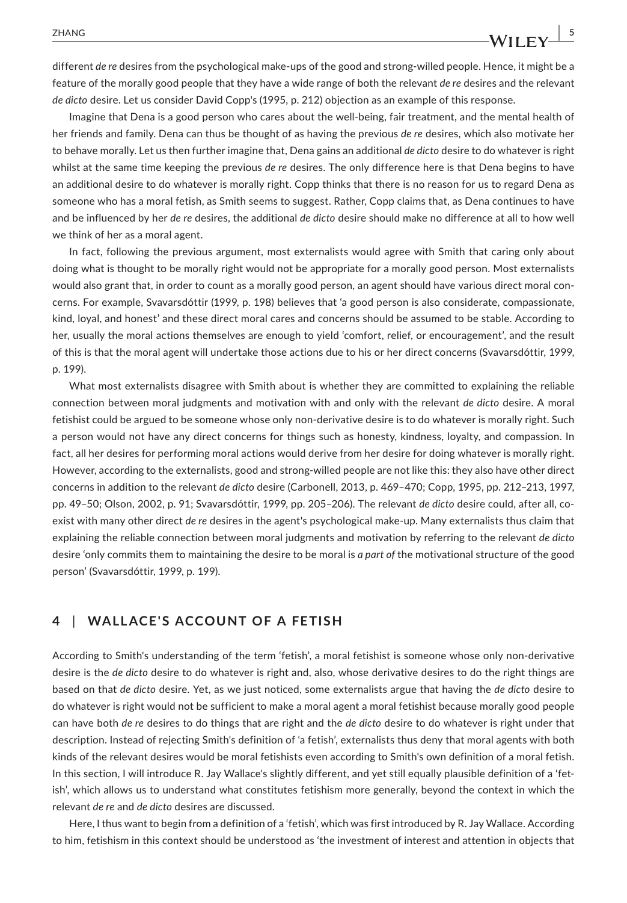different *de re* desires from the psychological make-ups of the good and strong-willed people. Hence, it might be a feature of the morally good people that they have a wide range of both the relevant *de re* desires and the relevant *de dicto* desire. Let us consider David Copp's (1995, p. 212) objection as an example of this response.

Imagine that Dena is a good person who cares about the well-being, fair treatment, and the mental health of her friends and family. Dena can thus be thought of as having the previous *de re* desires, which also motivate her to behave morally. Let us then further imagine that, Dena gains an additional *de dicto* desire to do whatever is right whilst at the same time keeping the previous *de re* desires. The only difference here is that Dena begins to have an additional desire to do whatever is morally right. Copp thinks that there is no reason for us to regard Dena as someone who has a moral fetish, as Smith seems to suggest. Rather, Copp claims that, as Dena continues to have and be influenced by her *de re* desires, the additional *de dicto* desire should make no difference at all to how well we think of her as a moral agent.

In fact, following the previous argument, most externalists would agree with Smith that caring only about doing what is thought to be morally right would not be appropriate for a morally good person. Most externalists would also grant that, in order to count as a morally good person, an agent should have various direct moral concerns. For example, Svavarsdóttir (1999, p. 198) believes that 'a good person is also considerate, compassionate, kind, loyal, and honest' and these direct moral cares and concerns should be assumed to be stable. According to her, usually the moral actions themselves are enough to yield 'comfort, relief, or encouragement', and the result of this is that the moral agent will undertake those actions due to his or her direct concerns (Svavarsdóttir, 1999, p. 199).

What most externalists disagree with Smith about is whether they are committed to explaining the reliable connection between moral judgments and motivation with and only with the relevant *de dicto* desire. A moral fetishist could be argued to be someone whose only non-derivative desire is to do whatever is morally right. Such a person would not have any direct concerns for things such as honesty, kindness, loyalty, and compassion. In fact, all her desires for performing moral actions would derive from her desire for doing whatever is morally right. However, according to the externalists, good and strong-willed people are not like this: they also have other direct concerns in addition to the relevant *de dicto* desire (Carbonell, 2013, p. 469–470; Copp, 1995, pp. 212–213, 1997, pp. 49–50; Olson, 2002, p. 91; Svavarsdóttir, 1999, pp. 205–206). The relevant *de dicto* desire could, after all, co-exist with many other direct *de re* desires in the agent's psychological make-up. Many externalists thus claim that explaining the reliable connection between moral judgments and motivation by referring to the relevant *de dicto* desire 'only commits them to maintaining the desire to be moral is *a part of* the motivational structure of the good person' (Svavarsdóttir, 1999, p. 199).

## 4 | WALLACE'S ACCOUNT OF A FETISH

According to Smith's understanding of the term 'fetish', a moral fetishist is someone whose only non-derivative desire is the *de dicto* desire to do whatever is right and, also, whose derivative desires to do the right things are based on that *de dicto* desire. Yet, as we just noticed, some externalists argue that having the *de dicto* desire to do whatever is right would not be sufficient to make a moral agent a moral fetishist because morally good people can have both *de re* desires to do things that are right and the *de dicto* desire to do whatever is right under that description. Instead of rejecting Smith's definition of 'a fetish', externalists thus deny that moral agents with both kinds of the relevant desires would be moral fetishists even according to Smith's own definition of a moral fetish. In this section, I will introduce R. Jay Wallace's slightly different, and yet still equally plausible definition of a 'fetish', which allows us to understand what constitutes fetishism more generally, beyond the context in which the relevant *de re* and *de dicto* desires are discussed.

Here, I thus want to begin from a definition of a 'fetish', which was first introduced by R. Jay Wallace. According to him, fetishism in this context should be understood as 'the investment of interest and attention in objects that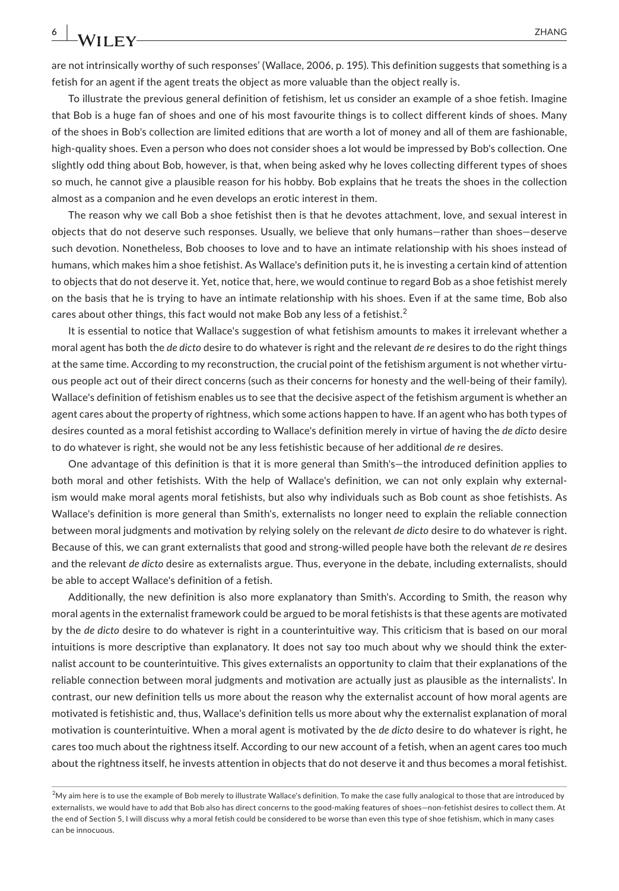are not intrinsically worthy of such responses' (Wallace, 2006, p. 195). This definition suggests that something is a fetish for an agent if the agent treats the object as more valuable than the object really is.

To illustrate the previous general definition of fetishism, let us consider an example of a shoe fetish. Imagine that Bob is a huge fan of shoes and one of his most favourite things is to collect different kinds of shoes. Many of the shoes in Bob's collection are limited editions that are worth a lot of money and all of them are fashionable, high-quality shoes. Even a person who does not consider shoes a lot would be impressed by Bob's collection. One slightly odd thing about Bob, however, is that, when being asked why he loves collecting different types of shoes so much, he cannot give a plausible reason for his hobby. Bob explains that he treats the shoes in the collection almost as a companion and he even develops an erotic interest in them.

The reason why we call Bob a shoe fetishist then is that he devotes attachment, love, and sexual interest in objects that do not deserve such responses. Usually, we believe that only humans—rather than shoes—deserve such devotion. Nonetheless, Bob chooses to love and to have an intimate relationship with his shoes instead of humans, which makes him a shoe fetishist. As Wallace's definition puts it, he is investing a certain kind of attention to objects that do not deserve it. Yet, notice that, here, we would continue to regard Bob as a shoe fetishist merely on the basis that he is trying to have an intimate relationship with his shoes. Even if at the same time, Bob also cares about other things, this fact would not make Bob any less of a fetishist.[2]

It is essential to notice that Wallace's suggestion of what fetishism amounts to makes it irrelevant whether a moral agent has both the *de dicto* desire to do whatever is right and the relevant *de re* desires to do the right things at the same time. According to my reconstruction, the crucial point of the fetishism argument is not whether virtuous people act out of their direct concerns (such as their concerns for honesty and the well-being of their family). Wallace's definition of fetishism enables us to see that the decisive aspect of the fetishism argument is whether an agent cares about the property of rightness, which some actions happen to have. If an agent who has both types of desires counted as a moral fetishist according to Wallace's definition merely in virtue of having the *de dicto* desire to do whatever is right, she would not be any less fetishistic because of her additional *de re* desires.

One advantage of this definition is that it is more general than Smith's—the introduced definition applies to both moral and other fetishists. With the help of Wallace's definition, we can not only explain why externalism would make moral agents moral fetishists, but also why individuals such as Bob count as shoe fetishists. As Wallace's definition is more general than Smith's, externalists no longer need to explain the reliable connection between moral judgments and motivation by relying solely on the relevant *de dicto* desire to do whatever is right. Because of this, we can grant externalists that good and strong-willed people have both the relevant *de re* desires and the relevant *de dicto* desire as externalists argue. Thus, everyone in the debate, including externalists, should be able to accept Wallace's definition of a fetish.

Additionally, the new definition is also more explanatory than Smith's. According to Smith, the reason why moral agents in the externalist framework could be argued to be moral fetishists is that these agents are motivated by the *de dicto* desire to do whatever is right in a counterintuitive way. This criticism that is based on our moral intuitions is more descriptive than explanatory. It does not say too much about why we should think the externalist account to be counterintuitive. This gives externalists an opportunity to claim that their explanations of the reliable connection between moral judgments and motivation are actually just as plausible as the internalists'. In contrast, our new definition tells us more about the reason why the externalist account of how moral agents are motivated is fetishistic and, thus, Wallace's definition tells us more about why the externalist explanation of moral motivation is counterintuitive. When a moral agent is motivated by the *de dicto* desire to do whatever is right, he cares too much about the rightness itself. According to our new account of a fetish, when an agent cares too much about the rightness itself, he invests attention in objects that do not deserve it and thus becomes a moral fetishist.

[2]My aim here is to use the example of Bob merely to illustrate Wallace's definition. To make the case fully analogical to those that are introduced by externalists, we would have to add that Bob also has direct concerns to the good-making features of shoes—non-fetishist desires to collect them. At the end of Section 5, I will discuss why a moral fetish could be considered to be worse than even this type of shoe fetishism, which in many cases can be innocuous.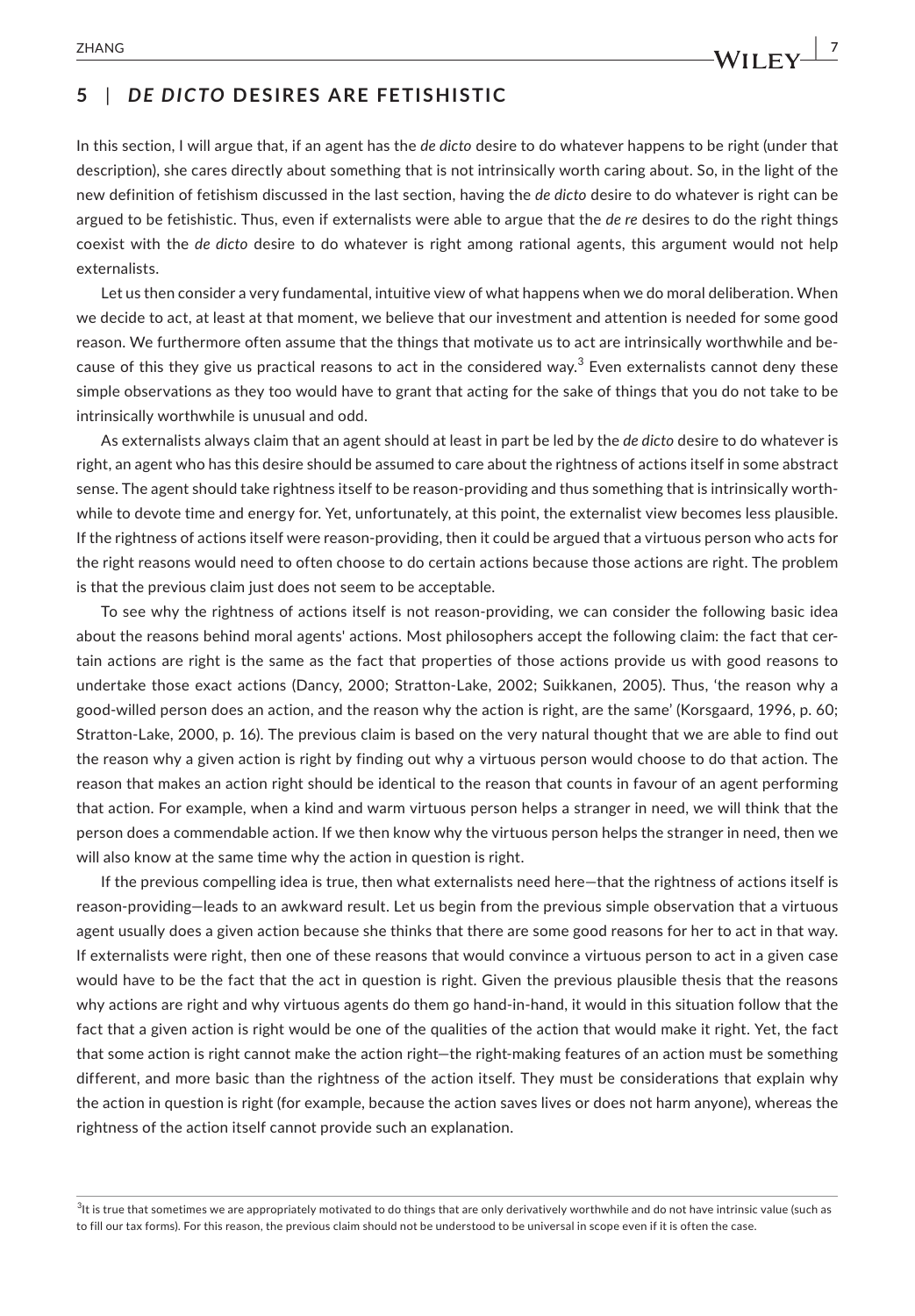## 5 | *DE DICTO* DESIRES ARE FETISHISTIC

In this section, I will argue that, if an agent has the *de dicto* desire to do whatever happens to be right (under that description), she cares directly about something that is not intrinsically worth caring about. So, in the light of the new definition of fetishism discussed in the last section, having the *de dicto* desire to do whatever is right can be argued to be fetishistic. Thus, even if externalists were able to argue that the *de re* desires to do the right things coexist with the *de dicto* desire to do whatever is right among rational agents, this argument would not help externalists.

Let us then consider a very fundamental, intuitive view of what happens when we do moral deliberation. When we decide to act, at least at that moment, we believe that our investment and attention is needed for some good reason. We furthermore often assume that the things that motivate us to act are intrinsically worthwhile and because of this they give us practical reasons to act in the considered way.[3] Even externalists cannot deny these simple observations as they too would have to grant that acting for the sake of things that you do not take to be intrinsically worthwhile is unusual and odd.

As externalists always claim that an agent should at least in part be led by the *de dicto* desire to do whatever is right, an agent who has this desire should be assumed to care about the rightness of actions itself in some abstract sense. The agent should take rightness itself to be reason-providing and thus something that is intrinsically worthwhile to devote time and energy for. Yet, unfortunately, at this point, the externalist view becomes less plausible. If the rightness of actions itself were reason-providing, then it could be argued that a virtuous person who acts for the right reasons would need to often choose to do certain actions because those actions are right. The problem is that the previous claim just does not seem to be acceptable.

To see why the rightness of actions itself is not reason-providing, we can consider the following basic idea about the reasons behind moral agents' actions. Most philosophers accept the following claim: the fact that certain actions are right is the same as the fact that properties of those actions provide us with good reasons to undertake those exact actions (Dancy, 2000; Stratton-Lake, 2002; Suikkanen, 2005). Thus, 'the reason why a good-willed person does an action, and the reason why the action is right, are the same' (Korsgaard, 1996, p. 60; Stratton-Lake, 2000, p. 16). The previous claim is based on the very natural thought that we are able to find out the reason why a given action is right by finding out why a virtuous person would choose to do that action. The reason that makes an action right should be identical to the reason that counts in favour of an agent performing that action. For example, when a kind and warm virtuous person helps a stranger in need, we will think that the person does a commendable action. If we then know why the virtuous person helps the stranger in need, then we will also know at the same time why the action in question is right.

If the previous compelling idea is true, then what externalists need here—that the rightness of actions itself is reason-providing—leads to an awkward result. Let us begin from the previous simple observation that a virtuous agent usually does a given action because she thinks that there are some good reasons for her to act in that way. If externalists were right, then one of these reasons that would convince a virtuous person to act in a given case would have to be the fact that the act in question is right. Given the previous plausible thesis that the reasons why actions are right and why virtuous agents do them go hand-in-hand, it would in this situation follow that the fact that a given action is right would be one of the qualities of the action that would make it right. Yet, the fact that some action is right cannot make the action right—the right-making features of an action must be something different, and more basic than the rightness of the action itself. They must be considerations that explain why the action in question is right (for example, because the action saves lives or does not harm anyone), whereas the rightness of the action itself cannot provide such an explanation.

[3]It is true that sometimes we are appropriately motivated to do things that are only derivatively worthwhile and do not have intrinsic value (such as to fill our tax forms). For this reason, the previous claim should not be understood to be universal in scope even if it is often the case.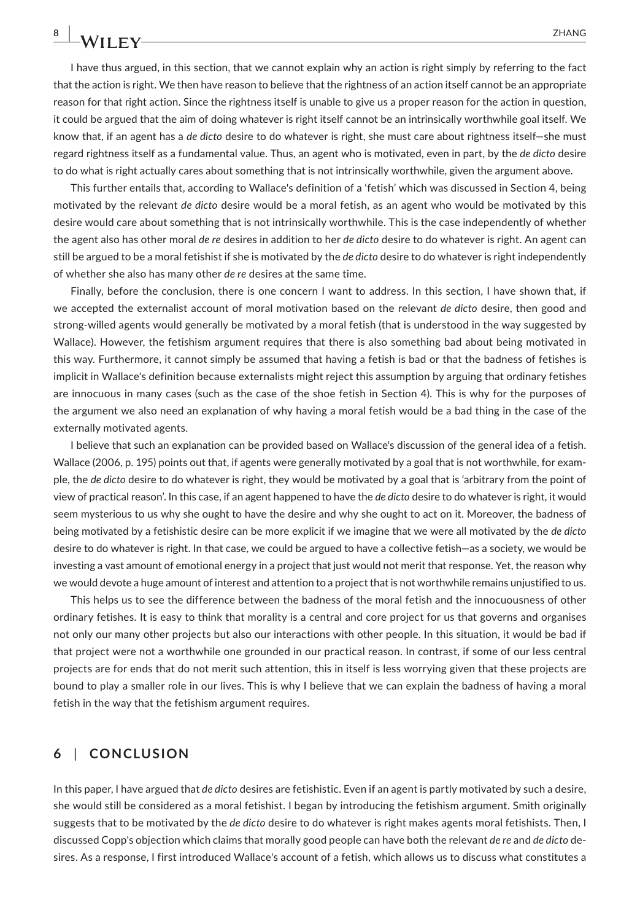I have thus argued, in this section, that we cannot explain why an action is right simply by referring to the fact that the action is right. We then have reason to believe that the rightness of an action itself cannot be an appropriate reason for that right action. Since the rightness itself is unable to give us a proper reason for the action in question, it could be argued that the aim of doing whatever is right itself cannot be an intrinsically worthwhile goal itself. We know that, if an agent has a *de dicto* desire to do whatever is right, she must care about rightness itself—she must regard rightness itself as a fundamental value. Thus, an agent who is motivated, even in part, by the *de dicto* desire to do what is right actually cares about something that is not intrinsically worthwhile, given the argument above.

This further entails that, according to Wallace's definition of a 'fetish' which was discussed in Section 4, being motivated by the relevant *de dicto* desire would be a moral fetish, as an agent who would be motivated by this desire would care about something that is not intrinsically worthwhile. This is the case independently of whether the agent also has other moral *de re* desires in addition to her *de dicto* desire to do whatever is right. An agent can still be argued to be a moral fetishist if she is motivated by the *de dicto* desire to do whatever is right independently of whether she also has many other *de re* desires at the same time.

Finally, before the conclusion, there is one concern I want to address. In this section, I have shown that, if we accepted the externalist account of moral motivation based on the relevant *de dicto* desire, then good and strong-willed agents would generally be motivated by a moral fetish (that is understood in the way suggested by Wallace). However, the fetishism argument requires that there is also something bad about being motivated in this way. Furthermore, it cannot simply be assumed that having a fetish is bad or that the badness of fetishes is implicit in Wallace's definition because externalists might reject this assumption by arguing that ordinary fetishes are innocuous in many cases (such as the case of the shoe fetish in Section 4). This is why for the purposes of the argument we also need an explanation of why having a moral fetish would be a bad thing in the case of the externally motivated agents.

I believe that such an explanation can be provided based on Wallace's discussion of the general idea of a fetish. Wallace (2006, p. 195) points out that, if agents were generally motivated by a goal that is not worthwhile, for example, the *de dicto* desire to do whatever is right, they would be motivated by a goal that is 'arbitrary from the point of view of practical reason'. In this case, if an agent happened to have the *de dicto* desire to do whatever is right, it would seem mysterious to us why she ought to have the desire and why she ought to act on it. Moreover, the badness of being motivated by a fetishistic desire can be more explicit if we imagine that we were all motivated by the *de dicto* desire to do whatever is right. In that case, we could be argued to have a collective fetish—as a society, we would be investing a vast amount of emotional energy in a project that just would not merit that response. Yet, the reason why we would devote a huge amount of interest and attention to a project that is not worthwhile remains unjustified to us.

This helps us to see the difference between the badness of the moral fetish and the innocuousness of other ordinary fetishes. It is easy to think that morality is a central and core project for us that governs and organises not only our many other projects but also our interactions with other people. In this situation, it would be bad if that project were not a worthwhile one grounded in our practical reason. In contrast, if some of our less central projects are for ends that do not merit such attention, this in itself is less worrying given that these projects are bound to play a smaller role in our lives. This is why I believe that we can explain the badness of having a moral fetish in the way that the fetishism argument requires.

## 6 | CONCLUSION

In this paper, I have argued that *de dicto* desires are fetishistic. Even if an agent is partly motivated by such a desire, she would still be considered as a moral fetishist. I began by introducing the fetishism argument. Smith originally suggests that to be motivated by the *de dicto* desire to do whatever is right makes agents moral fetishists. Then, I discussed Copp's objection which claims that morally good people can have both the relevant *de re* and *de dicto* desires. As a response, I first introduced Wallace's account of a fetish, which allows us to discuss what constitutes a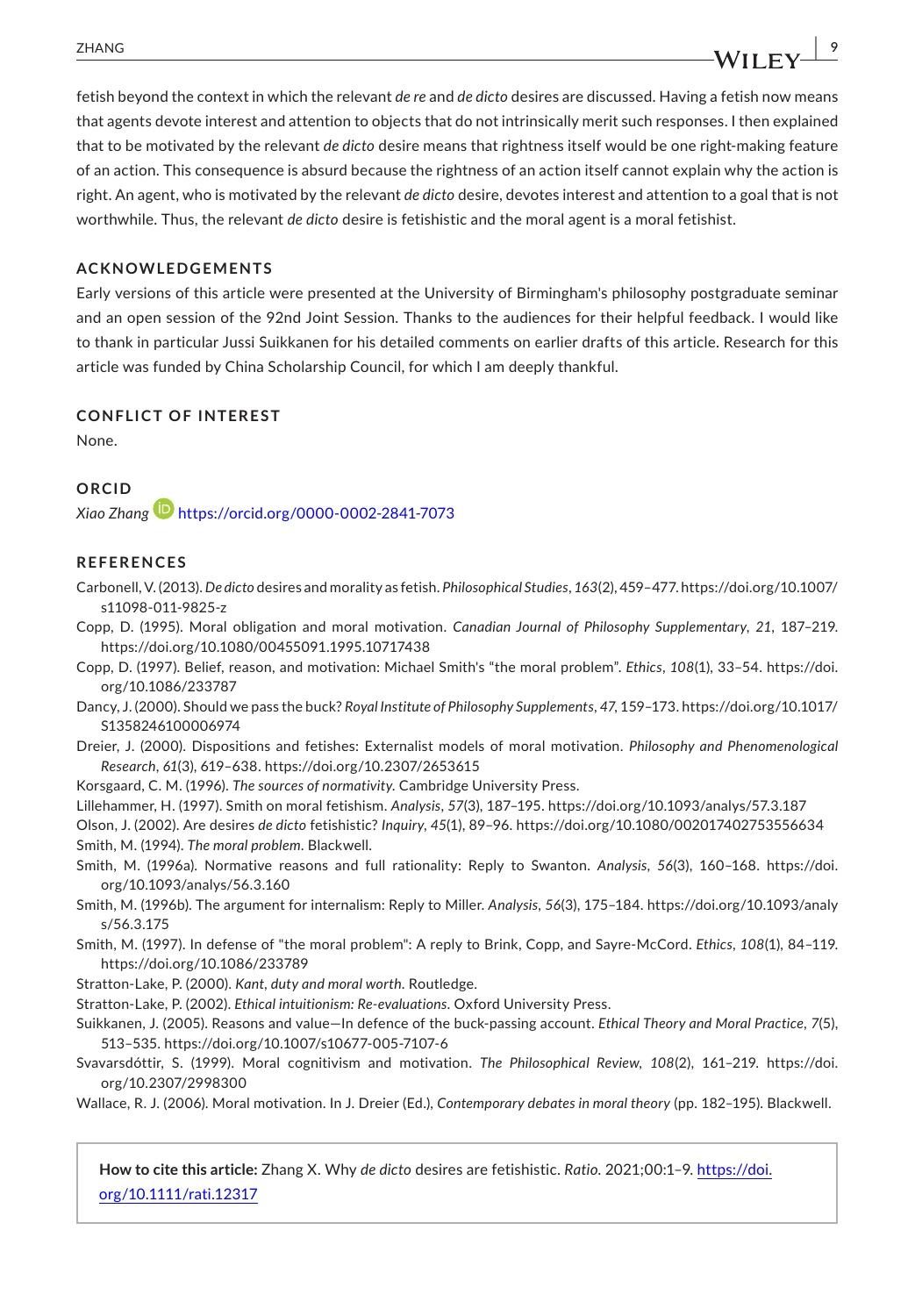fetish beyond the context in which the relevant *de re* and *de dicto* desires are discussed. Having a fetish now means that agents devote interest and attention to objects that do not intrinsically merit such responses. I then explained that to be motivated by the relevant *de dicto* desire means that rightness itself would be one right-making feature of an action. This consequence is absurd because the rightness of an action itself cannot explain why the action is right. An agent, who is motivated by the relevant *de dicto* desire, devotes interest and attention to a goal that is not worthwhile. Thus, the relevant *de dicto* desire is fetishistic and the moral agent is a moral fetishist.

## ACKNOWLEDGEMENTS

Early versions of this article were presented at the University of Birmingham's philosophy postgraduate seminar and an open session of the 92nd Joint Session. Thanks to the audiences for their helpful feedback. I would like to thank in particular Jussi Suikkanen for his detailed comments on earlier drafts of this article. Research for this article was funded by China Scholarship Council, for which I am deeply thankful.

## CONFLICT OF INTEREST

None.

## ORCID

*Xiao Zhang* https://orcid.org/0000-0002-2841-7073

## REFERENCES

Carbonell, V. (2013). *De dicto* desires and morality as fetish. *Philosophical Studies*, *163*(2), 459–477. https://doi.org/10.1007/s11098-011-9825-z

Copp, D. (1995). Moral obligation and moral motivation. *Canadian Journal of Philosophy Supplementary*, *21*, 187–219. https://doi.org/10.1080/00455091.1995.10717438

Copp, D. (1997). Belief, reason, and motivation: Michael Smith's "the moral problem". *Ethics*, *108*(1), 33–54. https://doi.org/10.1086/233787

Dancy, J. (2000). Should we pass the buck? *Royal Institute of Philosophy Supplements*, *47*, 159–173. https://doi.org/10.1017/S1358246100006974

Dreier, J. (2000). Dispositions and fetishes: Externalist models of moral motivation. *Philosophy and Phenomenological Research*, *61*(3), 619–638. https://doi.org/10.2307/2653615

Korsgaard, C. M. (1996). *The sources of normativity*. Cambridge University Press.

Lillehammer, H. (1997). Smith on moral fetishism. *Analysis*, *57*(3), 187–195. https://doi.org/10.1093/analys/57.3.187

Olson, J. (2002). Are desires *de dicto* fetishistic? *Inquiry*, *45*(1), 89–96. https://doi.org/10.1080/002017402753556634

Smith, M. (1994). *The moral problem*. Blackwell.

Smith, M. (1996a). Normative reasons and full rationality: Reply to Swanton. *Analysis*, *56*(3), 160–168. https://doi.org/10.1093/analys/56.3.160

Smith, M. (1996b). The argument for internalism: Reply to Miller. *Analysis*, *56*(3), 175–184. https://doi.org/10.1093/analys/56.3.175

Smith, M. (1997). In defense of "the moral problem": A reply to Brink, Copp, and Sayre-McCord. *Ethics*, *108*(1), 84–119. https://doi.org/10.1086/233789

Stratton-Lake, P. (2000). *Kant, duty and moral worth*. Routledge.

Stratton-Lake, P. (2002). *Ethical intuitionism: Re-evaluations*. Oxford University Press.

Suikkanen, J. (2005). Reasons and value—In defence of the buck-passing account. *Ethical Theory and Moral Practice*, *7*(5), 513–535. https://doi.org/10.1007/s10677-005-7107-6

Svavarsdóttir, S. (1999). Moral cognitivism and motivation. *The Philosophical Review*, *108*(2), 161–219. https://doi.org/10.2307/2998300

Wallace, R. J. (2006). Moral motivation. In J. Dreier (Ed.), *Contemporary debates in moral theory* (pp. 182–195). Blackwell.

**How to cite this article:** Zhang X. Why *de dicto* desires are fetishistic. *Ratio*. 2021;00:1–9. https://doi.org/10.1111/rati.12317